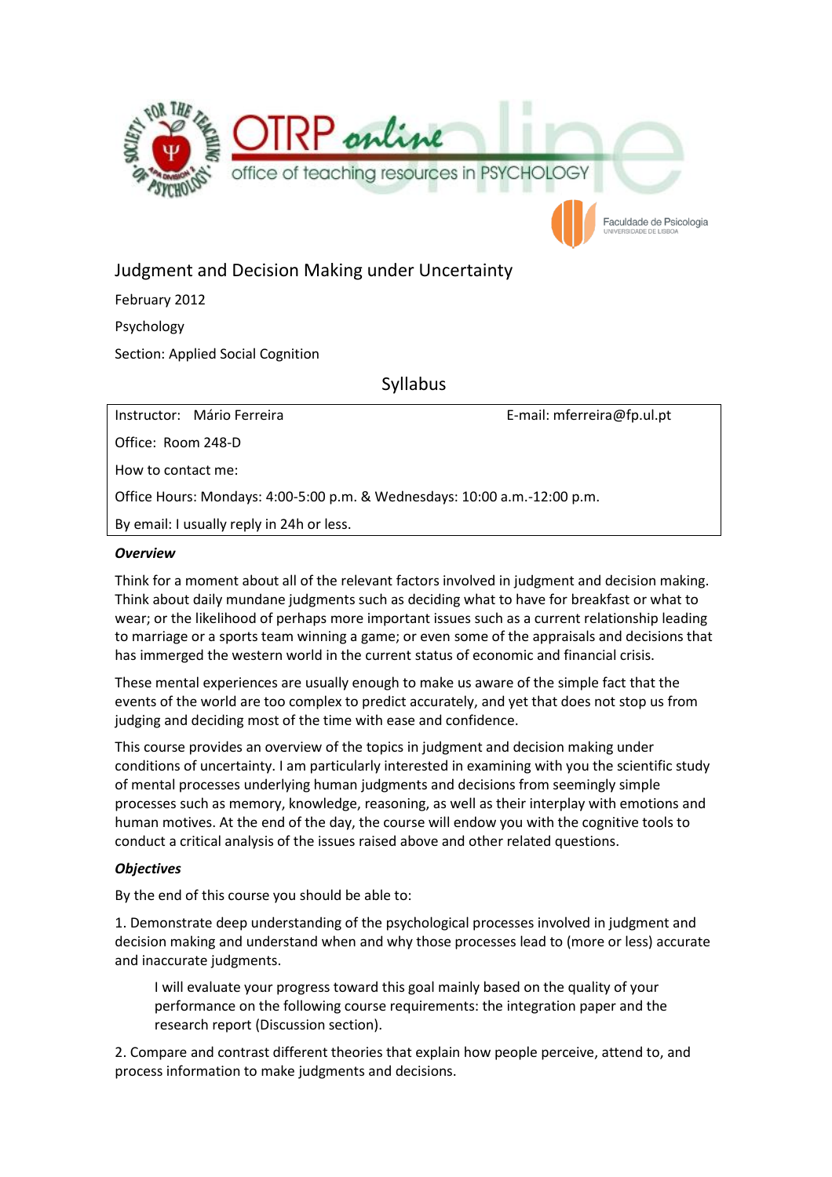# Judgment and Decision Making under Uncertainty

February 2012

Psychology

Section: Applied Social Cognition

## Syllabus

| Instructor: Mário Ferreira | E-mail: mferreira@fp.ul.pt |
|---|---|
| Office: Room 248-D | |
| How to contact me: | |
| Office Hours: Mondays: 4:00-5:00 p.m. & Wednesdays: 10:00 a.m.-12:00 p.m. | |
| By email: I usually reply in 24h or less. | |

***Overview***

Think for a moment about all of the relevant factors involved in judgment and decision making. Think about daily mundane judgments such as deciding what to have for breakfast or what to wear; or the likelihood of perhaps more important issues such as a current relationship leading to marriage or a sports team winning a game; or even some of the appraisals and decisions that has immerged the western world in the current status of economic and financial crisis.

These mental experiences are usually enough to make us aware of the simple fact that the events of the world are too complex to predict accurately, and yet that does not stop us from judging and deciding most of the time with ease and confidence.

This course provides an overview of the topics in judgment and decision making under conditions of uncertainty. I am particularly interested in examining with you the scientific study of mental processes underlying human judgments and decisions from seemingly simple processes such as memory, knowledge, reasoning, as well as their interplay with emotions and human motives. At the end of the day, the course will endow you with the cognitive tools to conduct a critical analysis of the issues raised above and other related questions.

***Objectives***

By the end of this course you should be able to:

1. Demonstrate deep understanding of the psychological processes involved in judgment and decision making and understand when and why those processes lead to (more or less) accurate and inaccurate judgments.

   I will evaluate your progress toward this goal mainly based on the quality of your performance on the following course requirements: the integration paper and the research report (Discussion section).

2. Compare and contrast different theories that explain how people perceive, attend to, and process information to make judgments and decisions.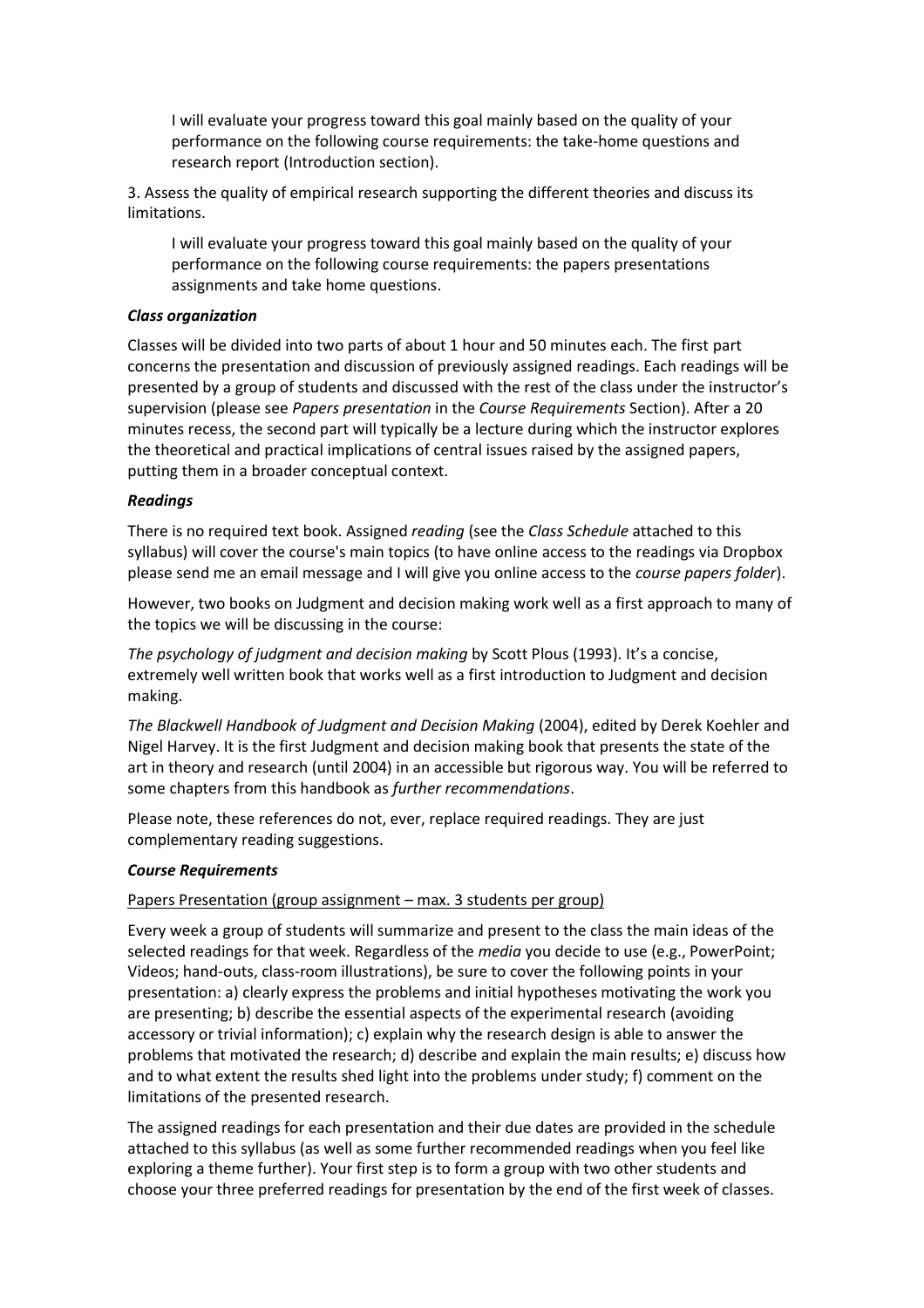I will evaluate your progress toward this goal mainly based on the quality of your performance on the following course requirements: the take-home questions and research report (Introduction section).

3. Assess the quality of empirical research supporting the different theories and discuss its limitations.

I will evaluate your progress toward this goal mainly based on the quality of your performance on the following course requirements: the papers presentations assignments and take home questions.

### *Class organization*

Classes will be divided into two parts of about 1 hour and 50 minutes each. The first part concerns the presentation and discussion of previously assigned readings. Each readings will be presented by a group of students and discussed with the rest of the class under the instructor's supervision (please see *Papers presentation* in the *Course Requirements* Section). After a 20 minutes recess, the second part will typically be a lecture during which the instructor explores the theoretical and practical implications of central issues raised by the assigned papers, putting them in a broader conceptual context.

### *Readings*

There is no required text book. Assigned *reading* (see the *Class Schedule* attached to this syllabus) will cover the course's main topics (to have online access to the readings via Dropbox please send me an email message and I will give you online access to the *course papers folder*).

However, two books on Judgment and decision making work well as a first approach to many of the topics we will be discussing in the course:

*The psychology of judgment and decision making* by Scott Plous (1993). It's a concise, extremely well written book that works well as a first introduction to Judgment and decision making.

*The Blackwell Handbook of Judgment and Decision Making* (2004), edited by Derek Koehler and Nigel Harvey. It is the first Judgment and decision making book that presents the state of the art in theory and research (until 2004) in an accessible but rigorous way. You will be referred to some chapters from this handbook as *further recommendations*.

Please note, these references do not, ever, replace required readings. They are just complementary reading suggestions.

### *Course Requirements*

<u>Papers Presentation (group assignment – max. 3 students per group)</u>

Every week a group of students will summarize and present to the class the main ideas of the selected readings for that week. Regardless of the *media* you decide to use (e.g., PowerPoint; Videos; hand-outs, class-room illustrations), be sure to cover the following points in your presentation: a) clearly express the problems and initial hypotheses motivating the work you are presenting; b) describe the essential aspects of the experimental research (avoiding accessory or trivial information); c) explain why the research design is able to answer the problems that motivated the research; d) describe and explain the main results; e) discuss how and to what extent the results shed light into the problems under study; f) comment on the limitations of the presented research.

The assigned readings for each presentation and their due dates are provided in the schedule attached to this syllabus (as well as some further recommended readings when you feel like exploring a theme further). Your first step is to form a group with two other students and choose your three preferred readings for presentation by the end of the first week of classes.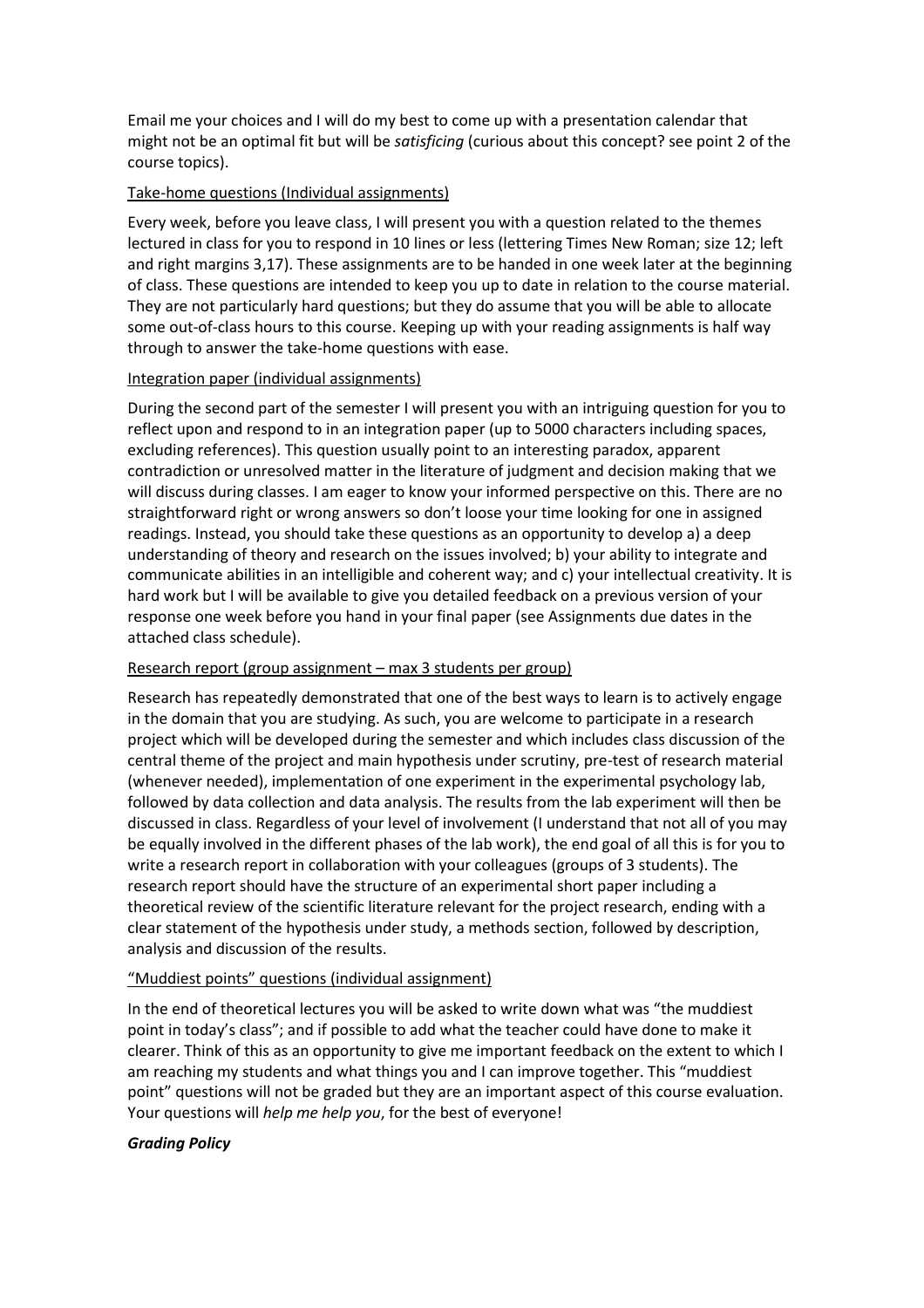Email me your choices and I will do my best to come up with a presentation calendar that might not be an optimal fit but will be *satisficing* (curious about this concept? see point 2 of the course topics).

Take-home questions (Individual assignments)

Every week, before you leave class, I will present you with a question related to the themes lectured in class for you to respond in 10 lines or less (lettering Times New Roman; size 12; left and right margins 3,17). These assignments are to be handed in one week later at the beginning of class. These questions are intended to keep you up to date in relation to the course material. They are not particularly hard questions; but they do assume that you will be able to allocate some out-of-class hours to this course. Keeping up with your reading assignments is half way through to answer the take-home questions with ease.

Integration paper (individual assignments)

During the second part of the semester I will present you with an intriguing question for you to reflect upon and respond to in an integration paper (up to 5000 characters including spaces, excluding references). This question usually point to an interesting paradox, apparent contradiction or unresolved matter in the literature of judgment and decision making that we will discuss during classes. I am eager to know your informed perspective on this. There are no straightforward right or wrong answers so don't loose your time looking for one in assigned readings. Instead, you should take these questions as an opportunity to develop a) a deep understanding of theory and research on the issues involved; b) your ability to integrate and communicate abilities in an intelligible and coherent way; and c) your intellectual creativity. It is hard work but I will be available to give you detailed feedback on a previous version of your response one week before you hand in your final paper (see Assignments due dates in the attached class schedule).

Research report (group assignment – max 3 students per group)

Research has repeatedly demonstrated that one of the best ways to learn is to actively engage in the domain that you are studying. As such, you are welcome to participate in a research project which will be developed during the semester and which includes class discussion of the central theme of the project and main hypothesis under scrutiny, pre-test of research material (whenever needed), implementation of one experiment in the experimental psychology lab, followed by data collection and data analysis. The results from the lab experiment will then be discussed in class. Regardless of your level of involvement (I understand that not all of you may be equally involved in the different phases of the lab work), the end goal of all this is for you to write a research report in collaboration with your colleagues (groups of 3 students). The research report should have the structure of an experimental short paper including a theoretical review of the scientific literature relevant for the project research, ending with a clear statement of the hypothesis under study, a methods section, followed by description, analysis and discussion of the results.

"Muddiest points" questions (individual assignment)

In the end of theoretical lectures you will be asked to write down what was "the muddiest point in today's class"; and if possible to add what the teacher could have done to make it clearer. Think of this as an opportunity to give me important feedback on the extent to which I am reaching my students and what things you and I can improve together. This "muddiest point" questions will not be graded but they are an important aspect of this course evaluation. Your questions will *help me help you*, for the best of everyone!

***Grading Policy***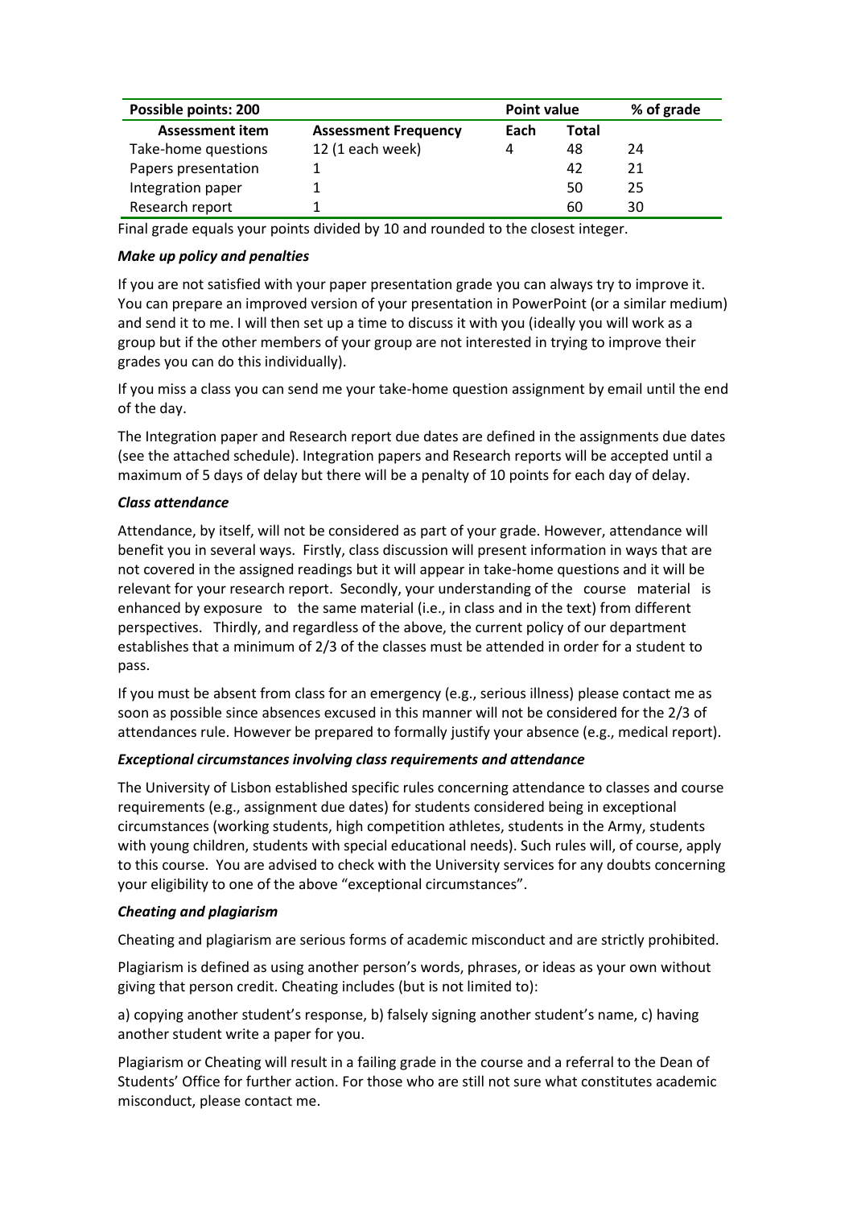| Possible points: 200 | | Point value | | % of grade |
|---|---|---|---|---|
| **Assessment item** | **Assessment Frequency** | **Each** | **Total** | |
| Take-home questions | 12 (1 each week) | 4 | 48 | 24 |
| Papers presentation | 1 | | 42 | 21 |
| Integration paper | 1 | | 50 | 25 |
| Research report | 1 | | 60 | 30 |

Final grade equals your points divided by 10 and rounded to the closest integer.

### *Make up policy and penalties*

If you are not satisfied with your paper presentation grade you can always try to improve it. You can prepare an improved version of your presentation in PowerPoint (or a similar medium) and send it to me. I will then set up a time to discuss it with you (ideally you will work as a group but if the other members of your group are not interested in trying to improve their grades you can do this individually).

If you miss a class you can send me your take-home question assignment by email until the end of the day.

The Integration paper and Research report due dates are defined in the assignments due dates (see the attached schedule). Integration papers and Research reports will be accepted until a maximum of 5 days of delay but there will be a penalty of 10 points for each day of delay.

### *Class attendance*

Attendance, by itself, will not be considered as part of your grade. However, attendance will benefit you in several ways. Firstly, class discussion will present information in ways that are not covered in the assigned readings but it will appear in take-home questions and it will be relevant for your research report. Secondly, your understanding of the course material is enhanced by exposure to the same material (i.e., in class and in the text) from different perspectives. Thirdly, and regardless of the above, the current policy of our department establishes that a minimum of 2/3 of the classes must be attended in order for a student to pass.

If you must be absent from class for an emergency (e.g., serious illness) please contact me as soon as possible since absences excused in this manner will not be considered for the 2/3 of attendances rule. However be prepared to formally justify your absence (e.g., medical report).

### *Exceptional circumstances involving class requirements and attendance*

The University of Lisbon established specific rules concerning attendance to classes and course requirements (e.g., assignment due dates) for students considered being in exceptional circumstances (working students, high competition athletes, students in the Army, students with young children, students with special educational needs). Such rules will, of course, apply to this course. You are advised to check with the University services for any doubts concerning your eligibility to one of the above "exceptional circumstances".

### *Cheating and plagiarism*

Cheating and plagiarism are serious forms of academic misconduct and are strictly prohibited.

Plagiarism is defined as using another person's words, phrases, or ideas as your own without giving that person credit. Cheating includes (but is not limited to):

a) copying another student's response, b) falsely signing another student's name, c) having another student write a paper for you.

Plagiarism or Cheating will result in a failing grade in the course and a referral to the Dean of Students' Office for further action. For those who are still not sure what constitutes academic misconduct, please contact me.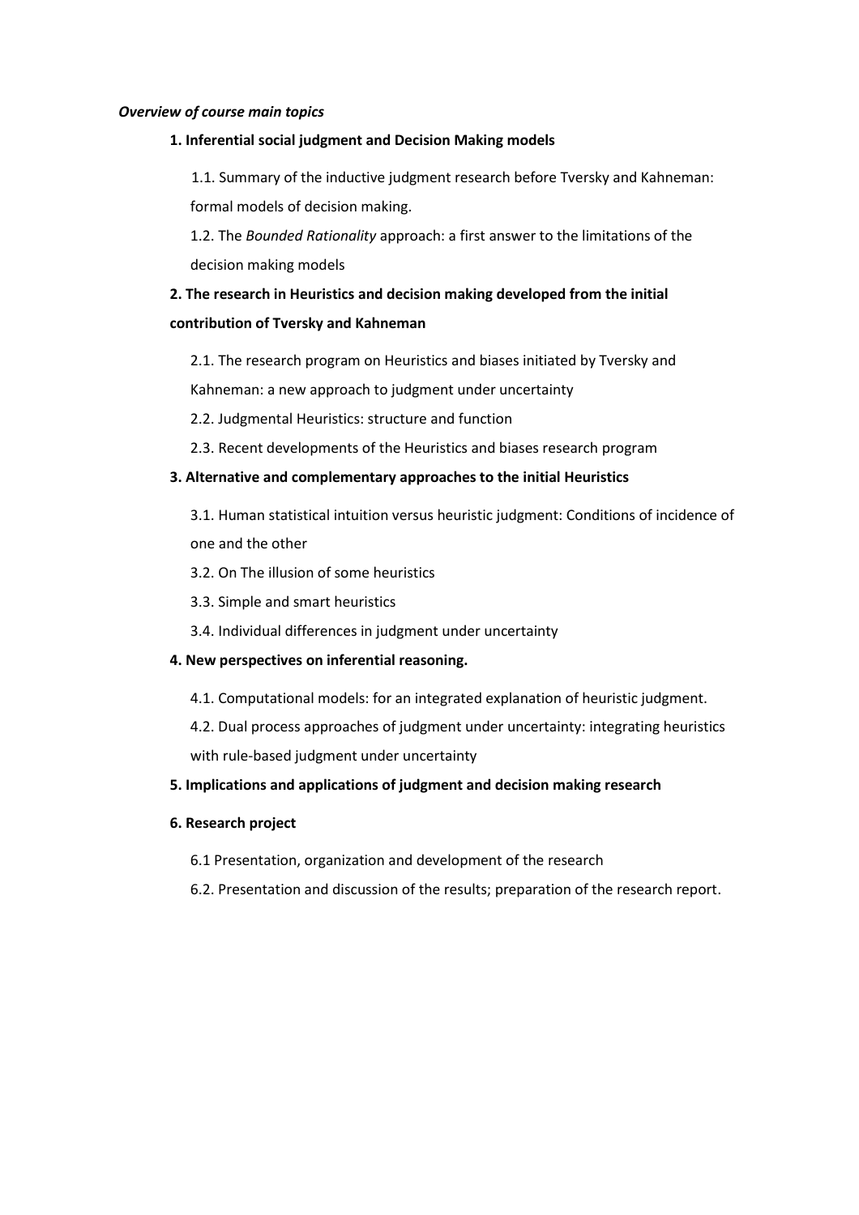***Overview of course main topics***

**1. Inferential social judgment and Decision Making models**

1.1. Summary of the inductive judgment research before Tversky and Kahneman: formal models of decision making.

1.2. The *Bounded Rationality* approach: a first answer to the limitations of the decision making models

**2. The research in Heuristics and decision making developed from the initial contribution of Tversky and Kahneman**

2.1. The research program on Heuristics and biases initiated by Tversky and Kahneman: a new approach to judgment under uncertainty

2.2. Judgmental Heuristics: structure and function

2.3. Recent developments of the Heuristics and biases research program

**3. Alternative and complementary approaches to the initial Heuristics**

3.1. Human statistical intuition versus heuristic judgment: Conditions of incidence of one and the other

3.2. On The illusion of some heuristics

3.3. Simple and smart heuristics

3.4. Individual differences in judgment under uncertainty

**4. New perspectives on inferential reasoning.**

4.1. Computational models: for an integrated explanation of heuristic judgment.

4.2. Dual process approaches of judgment under uncertainty: integrating heuristics with rule-based judgment under uncertainty

**5. Implications and applications of judgment and decision making research**

**6. Research project**

6.1 Presentation, organization and development of the research

6.2. Presentation and discussion of the results; preparation of the research report.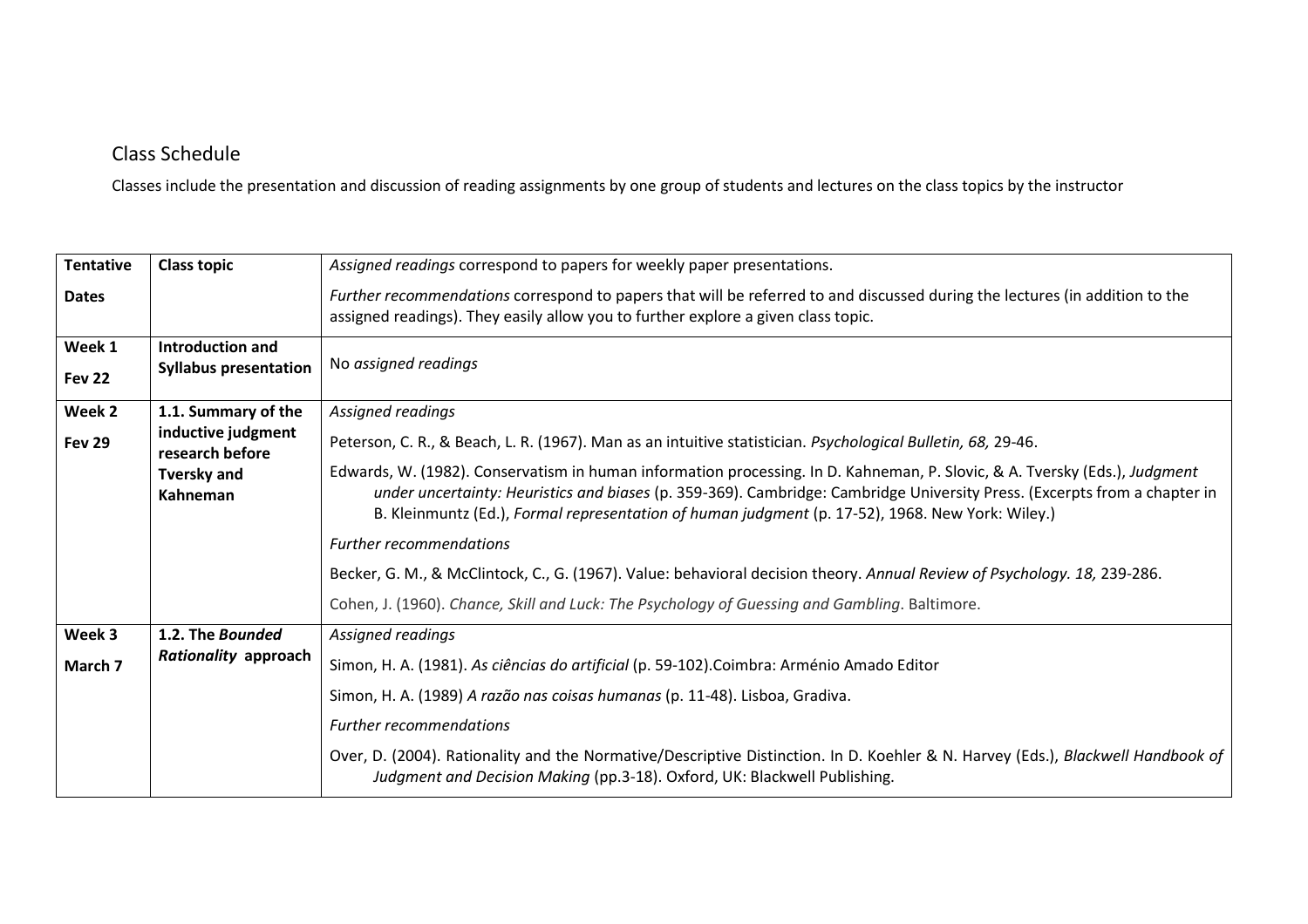## Class Schedule

Classes include the presentation and discussion of reading assignments by one group of students and lectures on the class topics by the instructor

| **Tentative Dates** | **Class topic** | *Assigned readings* correspond to papers for weekly paper presentations. *Further recommendations* correspond to papers that will be referred to and discussed during the lectures (in addition to the assigned readings). They easily allow you to further explore a given class topic. |
|---|---|---|
| **Week 1** **Fev 22** | **Introduction and Syllabus presentation** | No *assigned readings* |
| **Week 2** **Fev 29** | **1.1. Summary of the inductive judgment research before Tversky and Kahneman** | *Assigned readings* |
| | | Peterson, C. R., & Beach, L. R. (1967). Man as an intuitive statistician. *Psychological Bulletin, 68,* 29-46. |
| | | Edwards, W. (1982). Conservatism in human information processing. In D. Kahneman, P. Slovic, & A. Tversky (Eds.), *Judgment under uncertainty: Heuristics and biases* (p. 359-369). Cambridge: Cambridge University Press. (Excerpts from a chapter in B. Kleinmuntz (Ed.), *Formal representation of human judgment* (p. 17-52), 1968. New York: Wiley.) |
| | | *Further recommendations* |
| | | Becker, G. M., & McClintock, C., G. (1967). Value: behavioral decision theory. *Annual Review of Psychology. 18,* 239-286. |
| | | Cohen, J. (1960). *Chance, Skill and Luck: The Psychology of Guessing and Gambling*. Baltimore. |
| **Week 3** **March 7** | **1.2. The *Bounded Rationality* approach** | *Assigned readings* |
| | | Simon, H. A. (1981). *As ciências do artificial* (p. 59-102).Coimbra: Arménio Amado Editor |
| | | Simon, H. A. (1989) *A razão nas coisas humanas* (p. 11-48). Lisboa, Gradiva. |
| | | *Further recommendations* |
| | | Over, D. (2004). Rationality and the Normative/Descriptive Distinction. In D. Koehler & N. Harvey (Eds.), *Blackwell Handbook of Judgment and Decision Making* (pp.3-18). Oxford, UK: Blackwell Publishing. |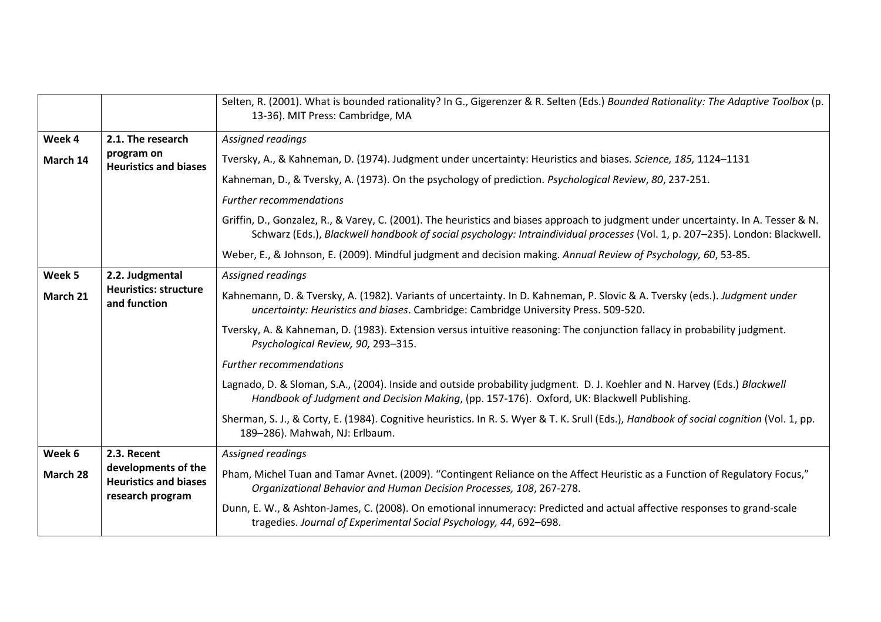| | | |
|---|---|---|
| | | Selten, R. (2001). What is bounded rationality? In G., Gigerenzer & R. Selten (Eds.) *Bounded Rationality: The Adaptive Toolbox* (p. 13-36). MIT Press: Cambridge, MA |
| **Week 4**<br>**March 14** | **2.1. The research program on Heuristics and biases** | *Assigned readings*<br>Tversky, A., & Kahneman, D. (1974). Judgment under uncertainty: Heuristics and biases. *Science, 185,* 1124–1131<br>Kahneman, D., & Tversky, A. (1973). On the psychology of prediction. *Psychological Review*, *80*, 237-251.<br>*Further recommendations*<br>Griffin, D., Gonzalez, R., & Varey, C. (2001). The heuristics and biases approach to judgment under uncertainty. In A. Tesser & N. Schwarz (Eds.), *Blackwell handbook of social psychology: Intraindividual processes* (Vol. 1, p. 207–235). London: Blackwell.<br>Weber, E., & Johnson, E. (2009). Mindful judgment and decision making. *Annual Review of Psychology, 60*, 53-85. |
| **Week 5**<br>**March 21** | **2.2. Judgmental Heuristics: structure and function** | *Assigned readings*<br>Kahnemann, D. & Tversky, A. (1982). Variants of uncertainty. In D. Kahneman, P. Slovic & A. Tversky (eds.). *Judgment under uncertainty: Heuristics and biases*. Cambridge: Cambridge University Press. 509-520.<br>Tversky, A. & Kahneman, D. (1983). Extension versus intuitive reasoning: The conjunction fallacy in probability judgment. *Psychological Review, 90,* 293–315.<br>*Further recommendations*<br>Lagnado, D. & Sloman, S.A., (2004). Inside and outside probability judgment. D. J. Koehler and N. Harvey (Eds.) *Blackwell Handbook of Judgment and Decision Making*, (pp. 157-176). Oxford, UK: Blackwell Publishing.<br>Sherman, S. J., & Corty, E. (1984). Cognitive heuristics. In R. S. Wyer & T. K. Srull (Eds.), *Handbook of social cognition* (Vol. 1, pp. 189–286). Mahwah, NJ: Erlbaum. |
| **Week 6**<br>**March 28** | **2.3. Recent developments of the Heuristics and biases research program** | *Assigned readings*<br>Pham, Michel Tuan and Tamar Avnet. (2009). "Contingent Reliance on the Affect Heuristic as a Function of Regulatory Focus," *Organizational Behavior and Human Decision Processes, 108*, 267-278.<br>Dunn, E. W., & Ashton-James, C. (2008). On emotional innumeracy: Predicted and actual affective responses to grand-scale tragedies. *Journal of Experimental Social Psychology, 44*, 692–698. |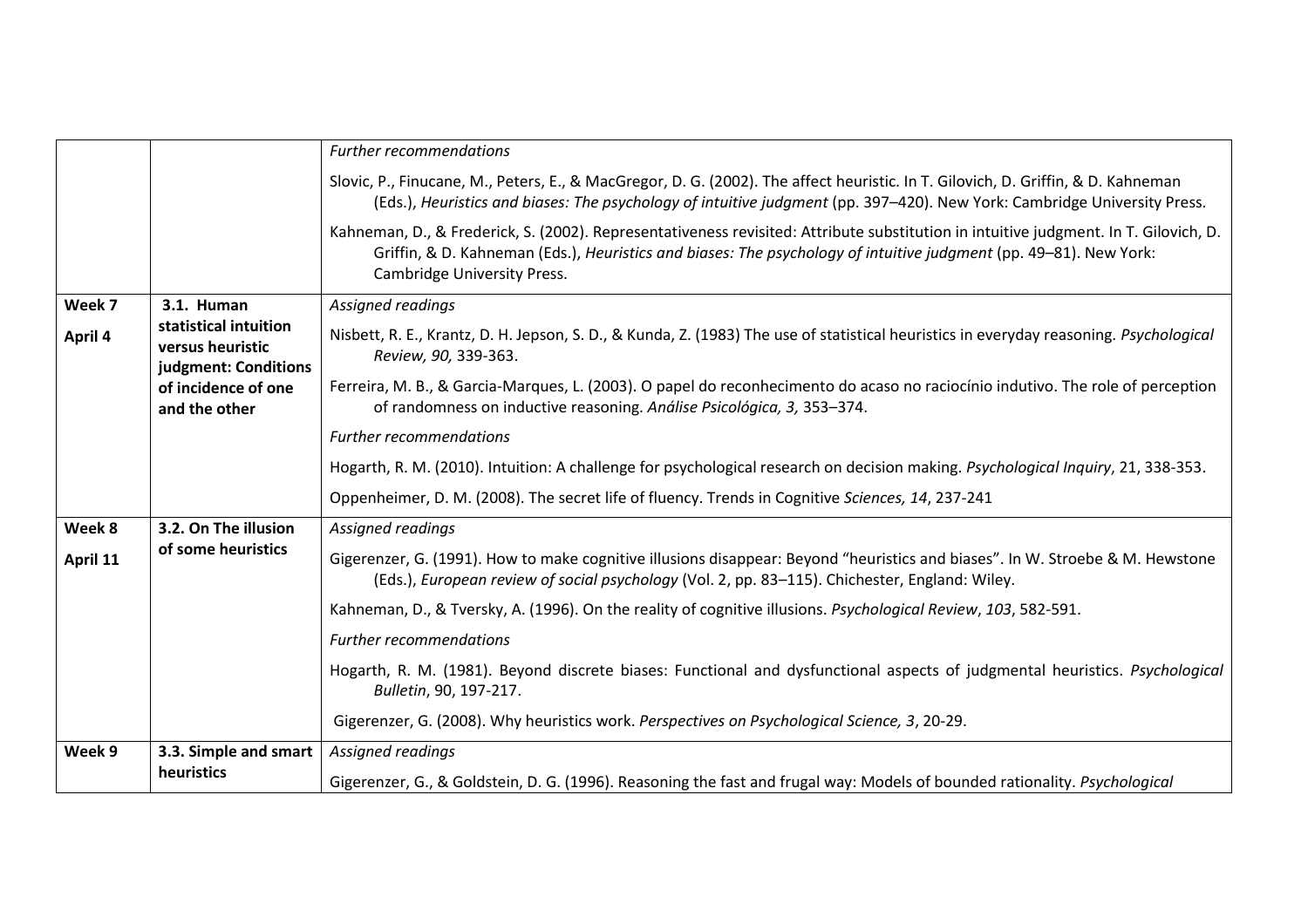| | | |
|---|---|---|
| | | *Further recommendations*<br><br>Slovic, P., Finucane, M., Peters, E., & MacGregor, D. G. (2002). The affect heuristic. In T. Gilovich, D. Griffin, & D. Kahneman (Eds.), *Heuristics and biases: The psychology of intuitive judgment* (pp. 397–420). New York: Cambridge University Press.<br><br>Kahneman, D., & Frederick, S. (2002). Representativeness revisited: Attribute substitution in intuitive judgment. In T. Gilovich, D. Griffin, & D. Kahneman (Eds.), *Heuristics and biases: The psychology of intuitive judgment* (pp. 49–81). New York: Cambridge University Press. |
| **Week 7**<br><br>**April 4** | **3.1. Human statistical intuition versus heuristic judgment: Conditions of incidence of one and the other** | *Assigned readings*<br><br>Nisbett, R. E., Krantz, D. H. Jepson, S. D., & Kunda, Z. (1983) The use of statistical heuristics in everyday reasoning. *Psychological Review, 90,* 339-363.<br><br>Ferreira, M. B., & Garcia-Marques, L. (2003). O papel do reconhecimento do acaso no raciocínio indutivo. The role of perception of randomness on inductive reasoning. *Análise Psicológica, 3,* 353–374.<br><br>*Further recommendations*<br><br>Hogarth, R. M. (2010). Intuition: A challenge for psychological research on decision making. *Psychological Inquiry*, 21, 338-353.<br><br>Oppenheimer, D. M. (2008). The secret life of fluency. Trends in Cognitive *Sciences, 14*, 237-241 |
| **Week 8**<br><br>**April 11** | **3.2. On The illusion of some heuristics** | *Assigned readings*<br><br>Gigerenzer, G. (1991). How to make cognitive illusions disappear: Beyond "heuristics and biases". In W. Stroebe & M. Hewstone (Eds.), *European review of social psychology* (Vol. 2, pp. 83–115). Chichester, England: Wiley.<br><br>Kahneman, D., & Tversky, A. (1996). On the reality of cognitive illusions. *Psychological Review*, *103*, 582-591.<br><br>*Further recommendations*<br><br>Hogarth, R. M. (1981). Beyond discrete biases: Functional and dysfunctional aspects of judgmental heuristics. *Psychological Bulletin*, 90, 197-217.<br><br>Gigerenzer, G. (2008). Why heuristics work. *Perspectives on Psychological Science, 3*, 20-29. |
| **Week 9** | **3.3. Simple and smart heuristics** | *Assigned readings*<br><br>Gigerenzer, G., & Goldstein, D. G. (1996). Reasoning the fast and frugal way: Models of bounded rationality. *Psychological* |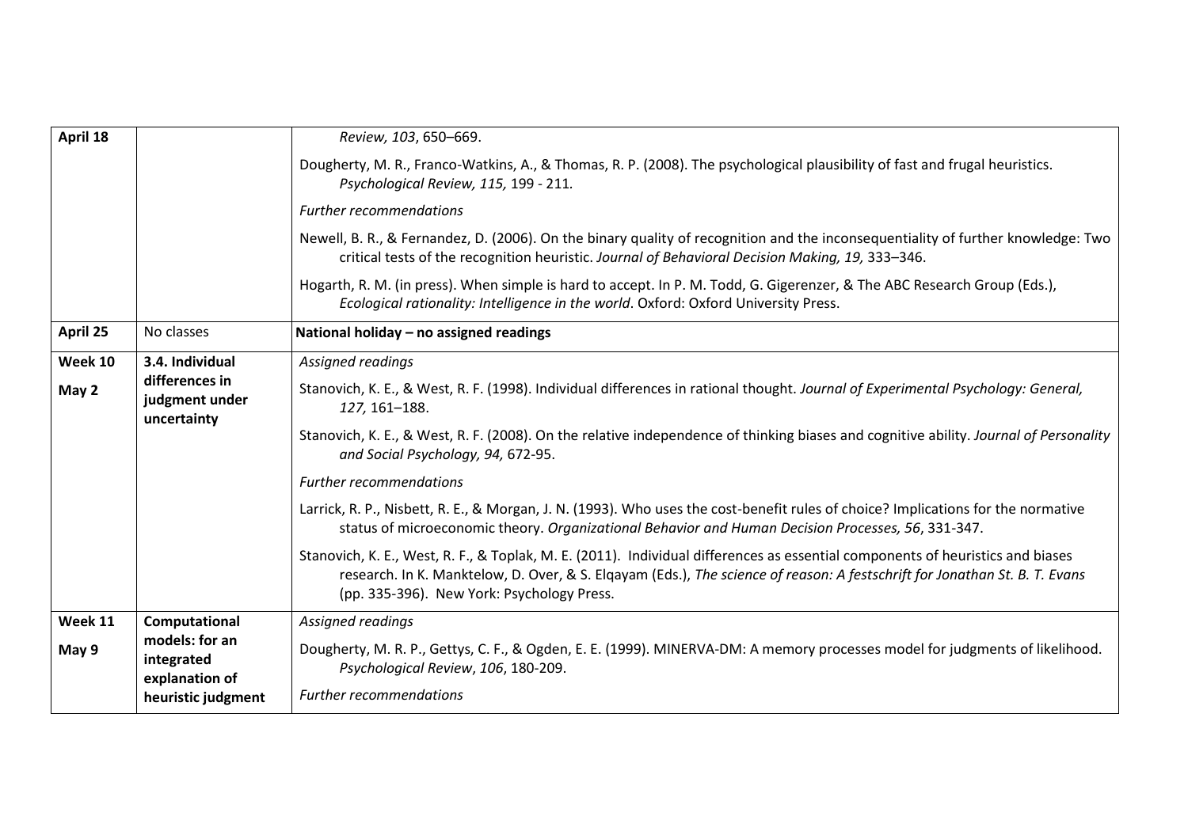| | | |
|---|---|---|
| **April 18** | | *Review, 103*, 650–669.<br><br>Dougherty, M. R., Franco-Watkins, A., & Thomas, R. P. (2008). The psychological plausibility of fast and frugal heuristics. *Psychological Review, 115,* 199 - 211.<br><br>*Further recommendations*<br><br>Newell, B. R., & Fernandez, D. (2006). On the binary quality of recognition and the inconsequentiality of further knowledge: Two critical tests of the recognition heuristic. *Journal of Behavioral Decision Making, 19,* 333–346.<br><br>Hogarth, R. M. (in press). When simple is hard to accept. In P. M. Todd, G. Gigerenzer, & The ABC Research Group (Eds.), *Ecological rationality: Intelligence in the world*. Oxford: Oxford University Press. |
| **April 25** | No classes | **National holiday – no assigned readings** |
| **Week 10**<br><br>**May 2** | **3.4. Individual differences in judgment under uncertainty** | *Assigned readings*<br><br>Stanovich, K. E., & West, R. F. (1998). Individual differences in rational thought. *Journal of Experimental Psychology: General, 127,* 161–188.<br><br>Stanovich, K. E., & West, R. F. (2008). On the relative independence of thinking biases and cognitive ability. *Journal of Personality and Social Psychology, 94,* 672-95.<br><br>*Further recommendations*<br><br>Larrick, R. P., Nisbett, R. E., & Morgan, J. N. (1993). Who uses the cost-benefit rules of choice? Implications for the normative status of microeconomic theory. *Organizational Behavior and Human Decision Processes, 56*, 331-347.<br><br>Stanovich, K. E., West, R. F., & Toplak, M. E. (2011). Individual differences as essential components of heuristics and biases research. In K. Manktelow, D. Over, & S. Elqayam (Eds.), *The science of reason: A festschrift for Jonathan St. B. T. Evans* (pp. 335-396). New York: Psychology Press. |
| **Week 11**<br><br>**May 9** | **Computational models: for an integrated explanation of heuristic judgment** | *Assigned readings*<br><br>Dougherty, M. R. P., Gettys, C. F., & Ogden, E. E. (1999). MINERVA-DM: A memory processes model for judgments of likelihood. *Psychological Review*, *106*, 180-209.<br><br>*Further recommendations* |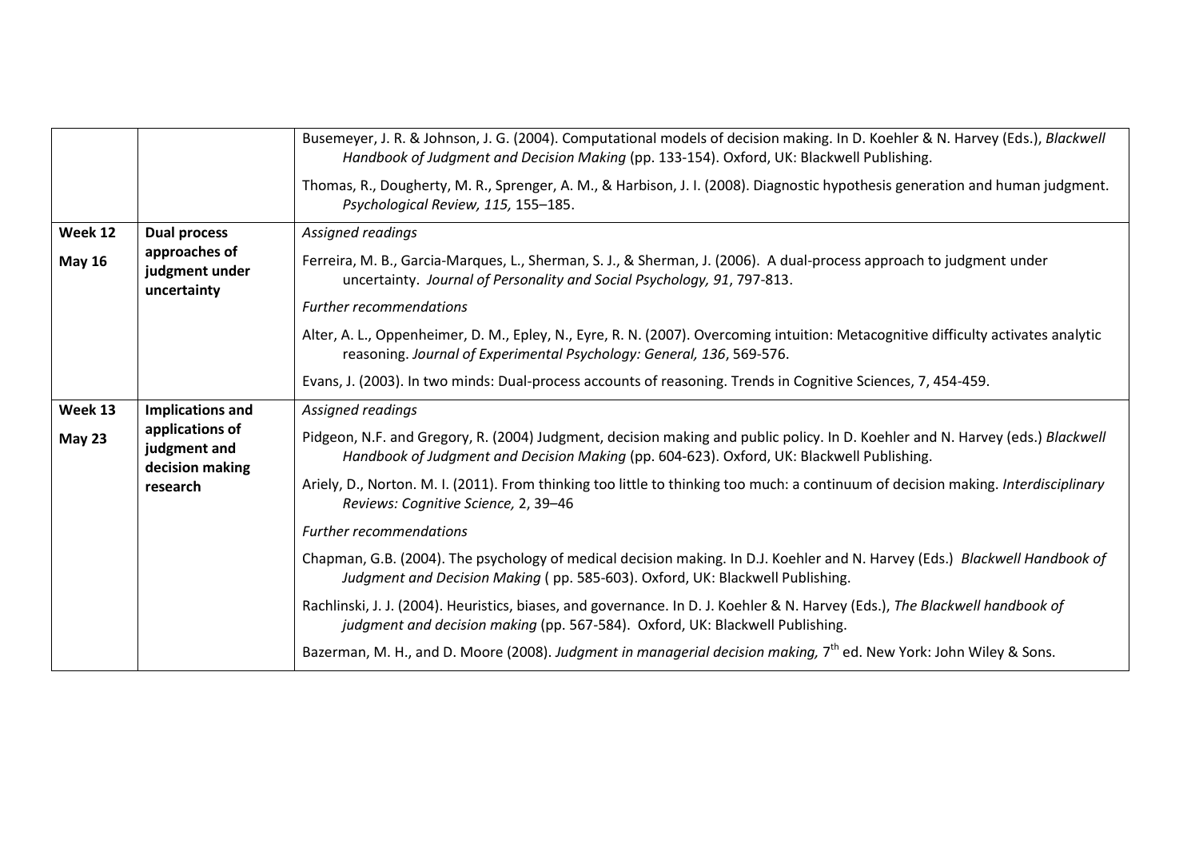| | | |
|---|---|---|
| | | Busemeyer, J. R. & Johnson, J. G. (2004). Computational models of decision making. In D. Koehler & N. Harvey (Eds.), *Blackwell Handbook of Judgment and Decision Making* (pp. 133-154). Oxford, UK: Blackwell Publishing.<br><br>Thomas, R., Dougherty, M. R., Sprenger, A. M., & Harbison, J. I. (2008). Diagnostic hypothesis generation and human judgment. *Psychological Review, 115,* 155–185. |
| **Week 12**<br><br>**May 16** | **Dual process approaches of judgment under uncertainty** | *Assigned readings*<br><br>Ferreira, M. B., Garcia-Marques, L., Sherman, S. J., & Sherman, J. (2006). A dual-process approach to judgment under uncertainty. *Journal of Personality and Social Psychology, 91*, 797-813.<br><br>*Further recommendations*<br><br>Alter, A. L., Oppenheimer, D. M., Epley, N., Eyre, R. N. (2007). Overcoming intuition: Metacognitive difficulty activates analytic reasoning. *Journal of Experimental Psychology: General, 136*, 569-576.<br><br>Evans, J. (2003). In two minds: Dual-process accounts of reasoning. Trends in Cognitive Sciences, 7, 454-459. |
| **Week 13**<br><br>**May 23** | **Implications and applications of judgment and decision making research** | *Assigned readings*<br><br>Pidgeon, N.F. and Gregory, R. (2004) Judgment, decision making and public policy. In D. Koehler and N. Harvey (eds.) *Blackwell Handbook of Judgment and Decision Making* (pp. 604-623). Oxford, UK: Blackwell Publishing.<br><br>Ariely, D., Norton. M. I. (2011). From thinking too little to thinking too much: a continuum of decision making. *Interdisciplinary Reviews: Cognitive Science,* 2, 39–46<br><br>*Further recommendations*<br><br>Chapman, G.B. (2004). The psychology of medical decision making. In D.J. Koehler and N. Harvey (Eds.) *Blackwell Handbook of Judgment and Decision Making* ( pp. 585-603). Oxford, UK: Blackwell Publishing.<br><br>Rachlinski, J. J. (2004). Heuristics, biases, and governance. In D. J. Koehler & N. Harvey (Eds.), *The Blackwell handbook of judgment and decision making* (pp. 567-584). Oxford, UK: Blackwell Publishing.<br><br>Bazerman, M. H., and D. Moore (2008). *Judgment in managerial decision making,* 7th ed. New York: John Wiley & Sons. |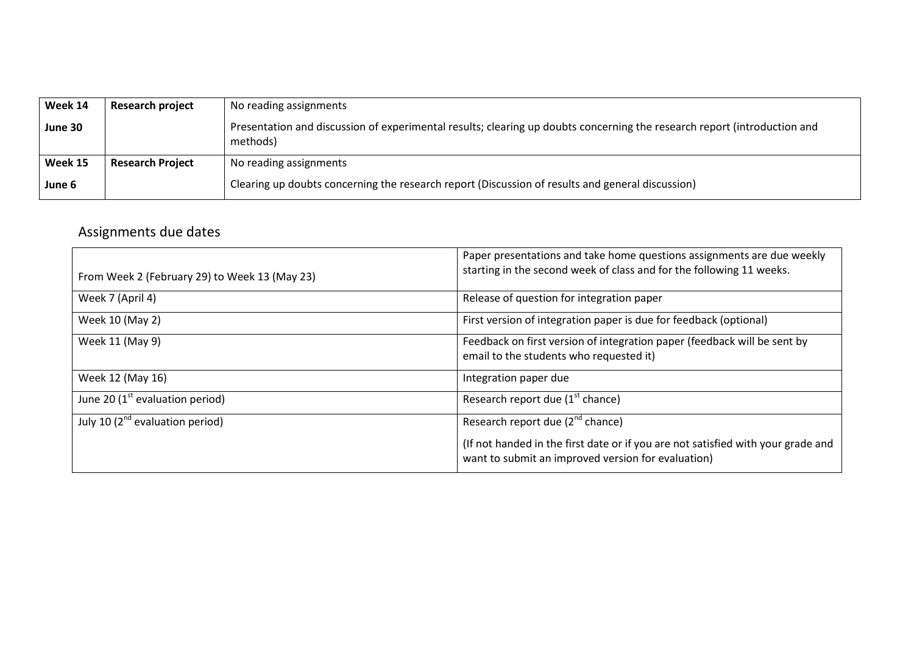| | | |
|---|---|---|
| **Week 14**<br>**June 30** | **Research project** | No reading assignments<br>Presentation and discussion of experimental results; clearing up doubts concerning the research report (introduction and methods) |
| **Week 15**<br>**June 6** | **Research Project** | No reading assignments<br>Clearing up doubts concerning the research report (Discussion of results and general discussion) |

## Assignments due dates

| | |
|---|---|
| From Week 2 (February 29) to Week 13 (May 23) | Paper presentations and take home questions assignments are due weekly starting in the second week of class and for the following 11 weeks. |
| Week 7 (April 4) | Release of question for integration paper |
| Week 10 (May 2) | First version of integration paper is due for feedback (optional) |
| Week 11 (May 9) | Feedback on first version of integration paper (feedback will be sent by email to the students who requested it) |
| Week 12 (May 16) | Integration paper due |
| June 20 (1st evaluation period) | Research report due (1st chance) |
| July 10 (2nd evaluation period) | Research report due (2nd chance)<br>(If not handed in the first date or if you are not satisfied with your grade and want to submit an improved version for evaluation) |